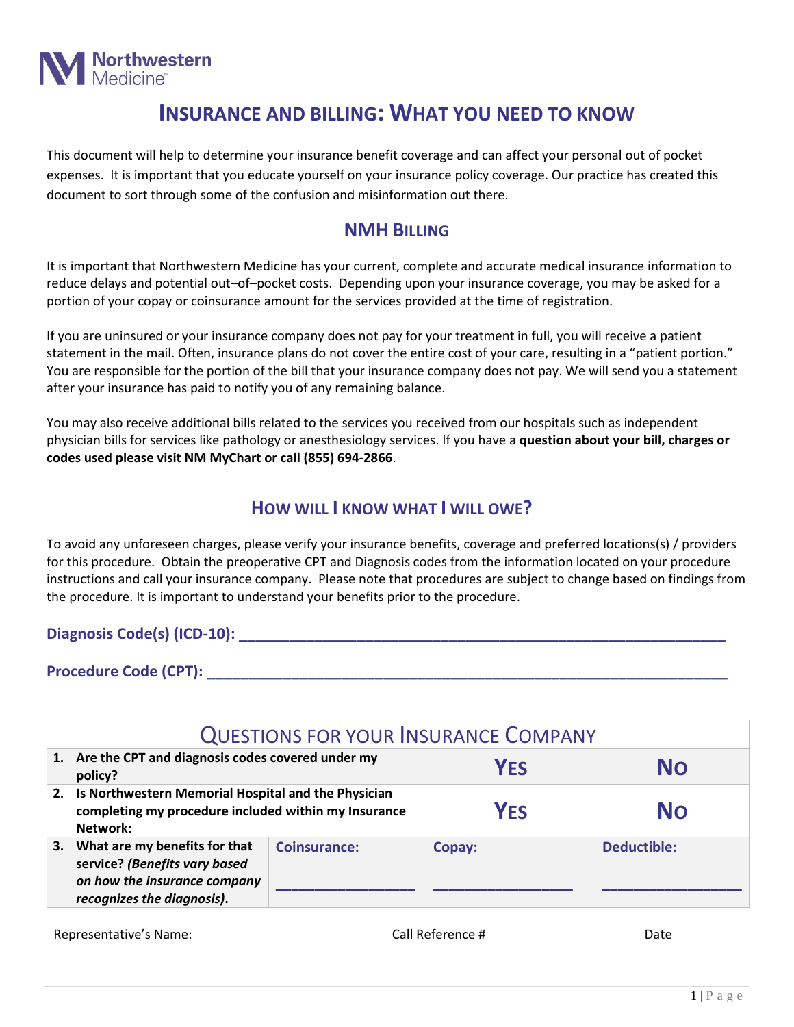# INSURANCE AND BILLING: WHAT YOU NEED TO KNOW

This document will help to determine your insurance benefit coverage and can affect your personal out of pocket expenses. It is important that you educate yourself on your insurance policy coverage. Our practice has created this document to sort through some of the confusion and misinformation out there.

## NMH BILLING

It is important that Northwestern Medicine has your current, complete and accurate medical insurance information to reduce delays and potential out–of–pocket costs. Depending upon your insurance coverage, you may be asked for a portion of your copay or coinsurance amount for the services provided at the time of registration.

If you are uninsured or your insurance company does not pay for your treatment in full, you will receive a patient statement in the mail. Often, insurance plans do not cover the entire cost of your care, resulting in a "patient portion." You are responsible for the portion of the bill that your insurance company does not pay. We will send you a statement after your insurance has paid to notify you of any remaining balance.

You may also receive additional bills related to the services you received from our hospitals such as independent physician bills for services like pathology or anesthesiology services. If you have a **question about your bill, charges or codes used please visit NM MyChart or call (855) 694-2866**.

## HOW WILL I KNOW WHAT I WILL OWE?

To avoid any unforeseen charges, please verify your insurance benefits, coverage and preferred locations(s) / providers for this procedure. Obtain the preoperative CPT and Diagnosis codes from the information located on your procedure instructions and call your insurance company. Please note that procedures are subject to change based on findings from the procedure. It is important to understand your benefits prior to the procedure.

**Diagnosis Code(s) (ICD-10): ______________________________________________**

**Procedure Code (CPT): __________________________________________________**

| QUESTIONS FOR YOUR INSURANCE COMPANY | | | |
|---|---|---|---|
| **1. Are the CPT and diagnosis codes covered under my policy?** | | **YES** | **NO** |
| **2. Is Northwestern Memorial Hospital and the Physician completing my procedure included within my Insurance Network:** | | **YES** | **NO** |
| **3. What are my benefits for that service?** ***(Benefits vary based on how the insurance company recognizes the diagnosis).*** | **Coinsurance:** ______________ | **Copay:** ______________ | **Deductible:** ______________ |

Representative's Name: ____________________ Call Reference # ________________ Date __________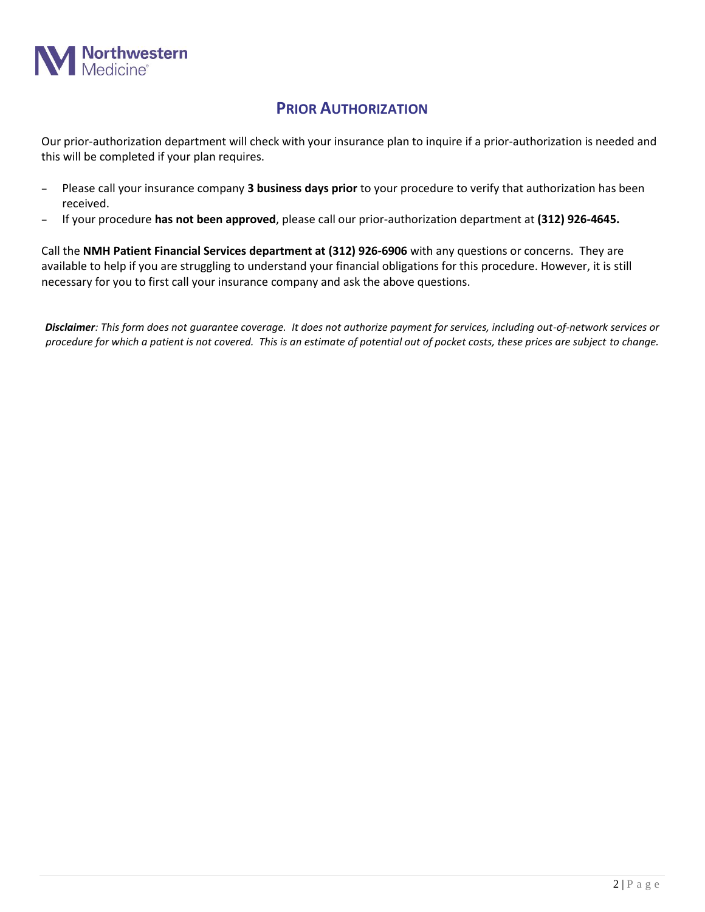## PRIOR AUTHORIZATION

Our prior-authorization department will check with your insurance plan to inquire if a prior-authorization is needed and this will be completed if your plan requires.

- Please call your insurance company **3 business days prior** to your procedure to verify that authorization has been received.
- If your procedure **has not been approved**, please call our prior-authorization department at **(312) 926-4645.**

Call the **NMH Patient Financial Services department at (312) 926-6906** with any questions or concerns. They are available to help if you are struggling to understand your financial obligations for this procedure. However, it is still necessary for you to first call your insurance company and ask the above questions.

***Disclaimer**: This form does not guarantee coverage. It does not authorize payment for services, including out-of-network services or procedure for which a patient is not covered. This is an estimate of potential out of pocket costs, these prices are subject to change.*